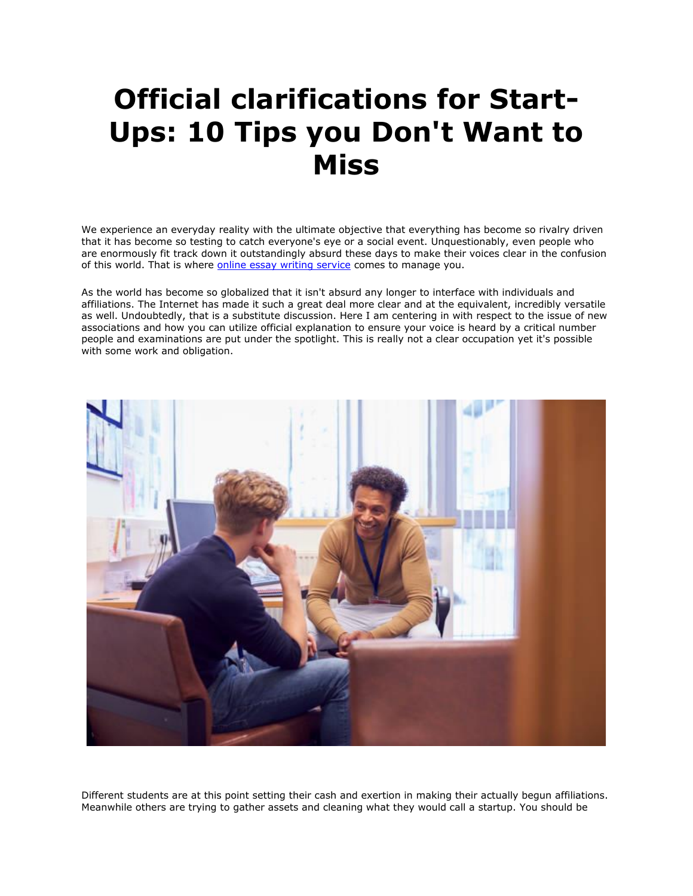# Official clarifications for Start-Ups: 10 Tips you Don't Want to Miss

We experience an everyday reality with the ultimate objective that everything has become so rivalry driven that it has become so testing to catch everyone's eye or a social event. Unquestionably, even people who are enormously fit track down it outstandingly absurd these days to make their voices clear in the confusion of this world. That is where [online essay writing service](online essay writing service) comes to manage you.

As the world has become so globalized that it isn't absurd any longer to interface with individuals and affiliations. The Internet has made it such a great deal more clear and at the equivalent, incredibly versatile as well. Undoubtedly, that is a substitute discussion. Here I am centering in with respect to the issue of new associations and how you can utilize official explanation to ensure your voice is heard by a critical number people and examinations are put under the spotlight. This is really not a clear occupation yet it's possible with some work and obligation.

Different students are at this point setting their cash and exertion in making their actually begun affiliations. Meanwhile others are trying to gather assets and cleaning what they would call a startup. You should be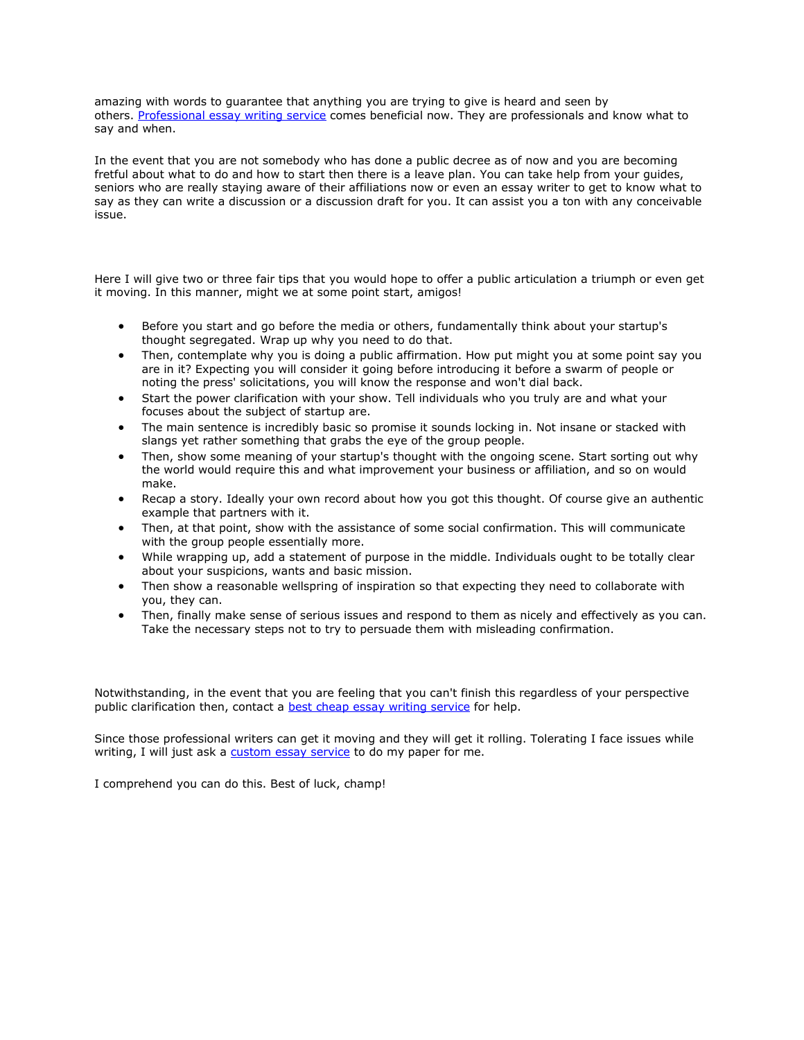amazing with words to guarantee that anything you are trying to give is heard and seen by others. [Professional essay writing service]() comes beneficial now. They are professionals and know what to say and when.

In the event that you are not somebody who has done a public decree as of now and you are becoming fretful about what to do and how to start then there is a leave plan. You can take help from your guides, seniors who are really staying aware of their affiliations now or even an essay writer to get to know what to say as they can write a discussion or a discussion draft for you. It can assist you a ton with any conceivable issue.

Here I will give two or three fair tips that you would hope to offer a public articulation a triumph or even get it moving. In this manner, might we at some point start, amigos!

- Before you start and go before the media or others, fundamentally think about your startup's thought segregated. Wrap up why you need to do that.
- Then, contemplate why you is doing a public affirmation. How put might you at some point say you are in it? Expecting you will consider it going before introducing it before a swarm of people or noting the press' solicitations, you will know the response and won't dial back.
- Start the power clarification with your show. Tell individuals who you truly are and what your focuses about the subject of startup are.
- The main sentence is incredibly basic so promise it sounds locking in. Not insane or stacked with slangs yet rather something that grabs the eye of the group people.
- Then, show some meaning of your startup's thought with the ongoing scene. Start sorting out why the world would require this and what improvement your business or affiliation, and so on would make.
- Recap a story. Ideally your own record about how you got this thought. Of course give an authentic example that partners with it.
- Then, at that point, show with the assistance of some social confirmation. This will communicate with the group people essentially more.
- While wrapping up, add a statement of purpose in the middle. Individuals ought to be totally clear about your suspicions, wants and basic mission.
- Then show a reasonable wellspring of inspiration so that expecting they need to collaborate with you, they can.
- Then, finally make sense of serious issues and respond to them as nicely and effectively as you can. Take the necessary steps not to try to persuade them with misleading confirmation.

Notwithstanding, in the event that you are feeling that you can't finish this regardless of your perspective public clarification then, contact a [best cheap essay writing service]() for help.

Since those professional writers can get it moving and they will get it rolling. Tolerating I face issues while writing, I will just ask a [custom essay service]() to do my paper for me.

I comprehend you can do this. Best of luck, champ!